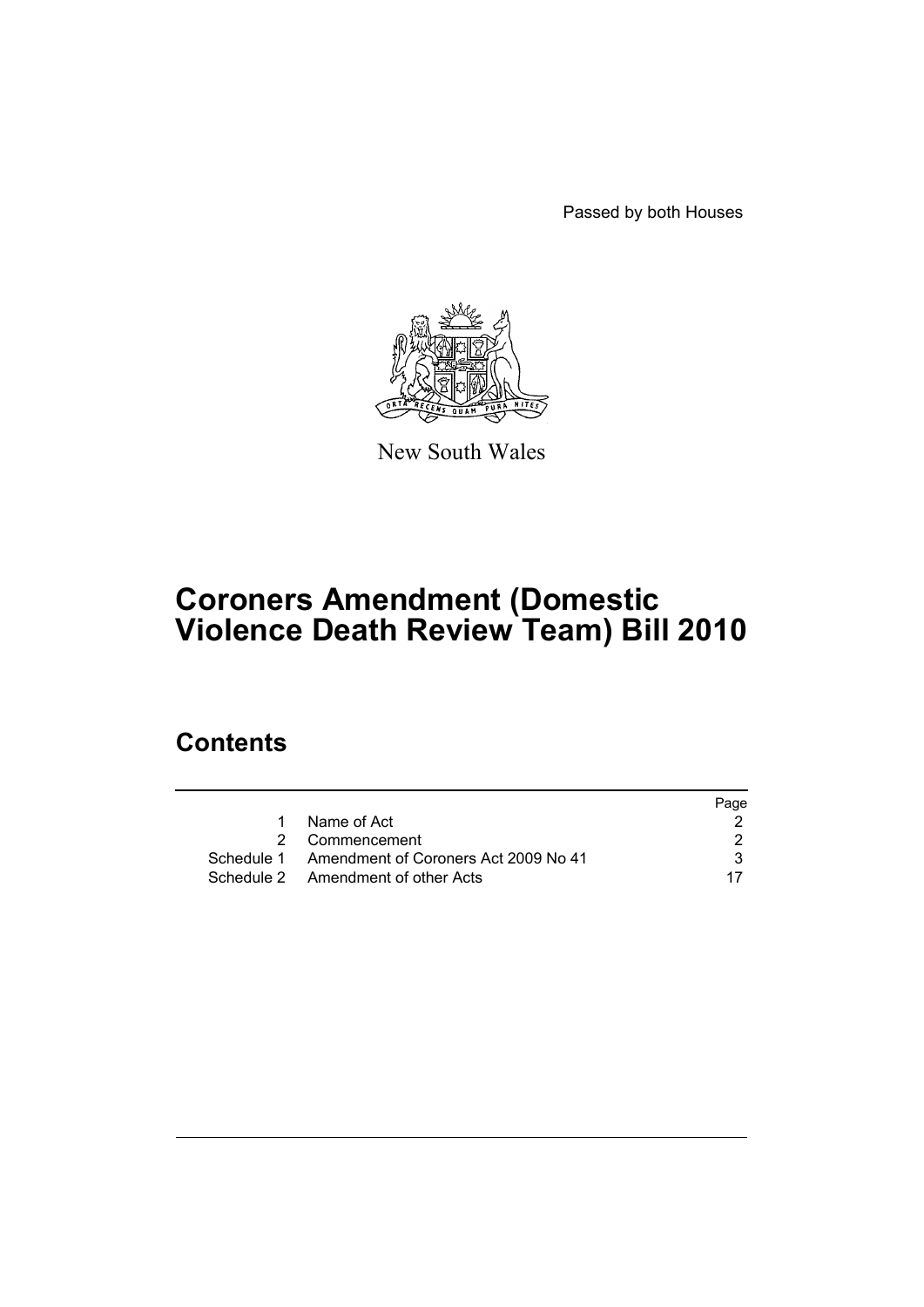Passed by both Houses

New South Wales

# Coroners Amendment (Domestic Violence Death Review Team) Bill 2010

## Contents

| | | Page |
|---|---|---|
| 1 | Name of Act | 2 |
| 2 | Commencement | 2 |
| Schedule 1 | Amendment of Coroners Act 2009 No 41 | 3 |
| Schedule 2 | Amendment of other Acts | 17 |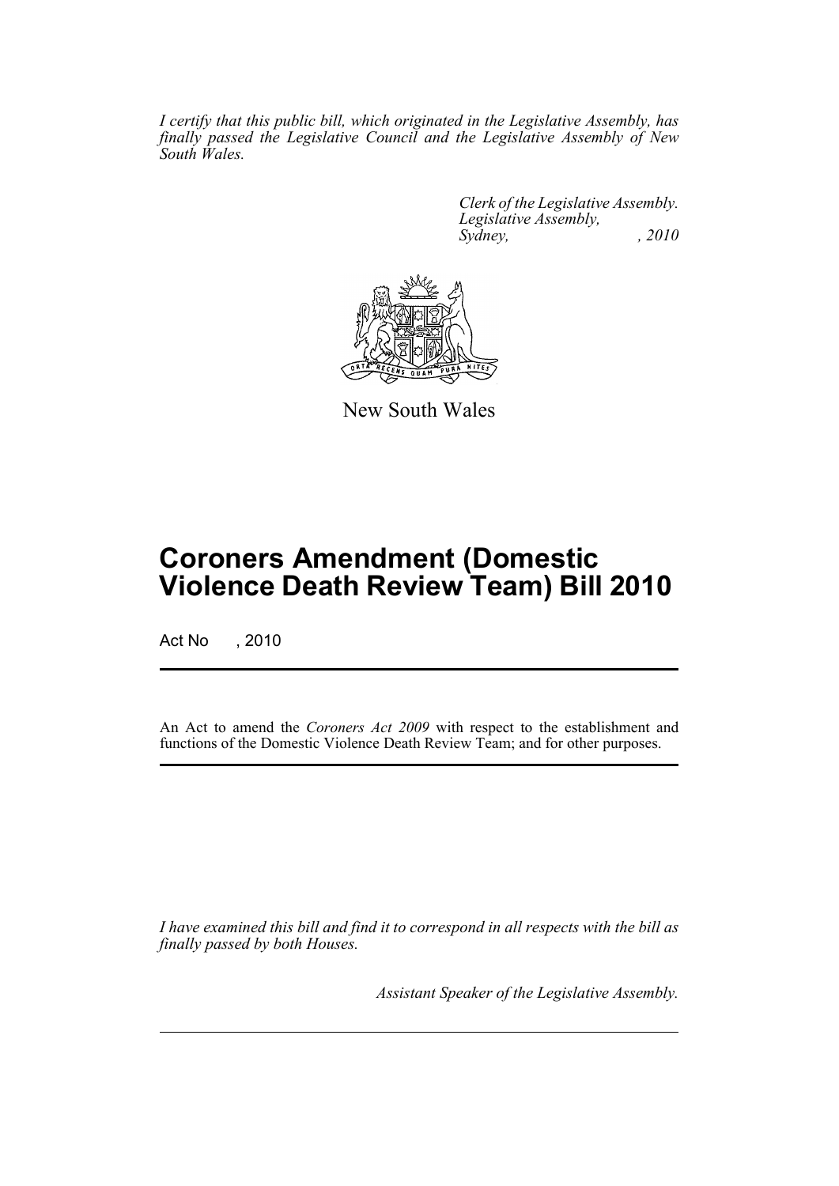*I certify that this public bill, which originated in the Legislative Assembly, has finally passed the Legislative Council and the Legislative Assembly of New South Wales.*

*Clerk of the Legislative Assembly.*
*Legislative Assembly,*
*Sydney, , 2010*

New South Wales

# Coroners Amendment (Domestic Violence Death Review Team) Bill 2010

Act No , 2010

An Act to amend the *Coroners Act 2009* with respect to the establishment and functions of the Domestic Violence Death Review Team; and for other purposes.

*I have examined this bill and find it to correspond in all respects with the bill as finally passed by both Houses.*

*Assistant Speaker of the Legislative Assembly.*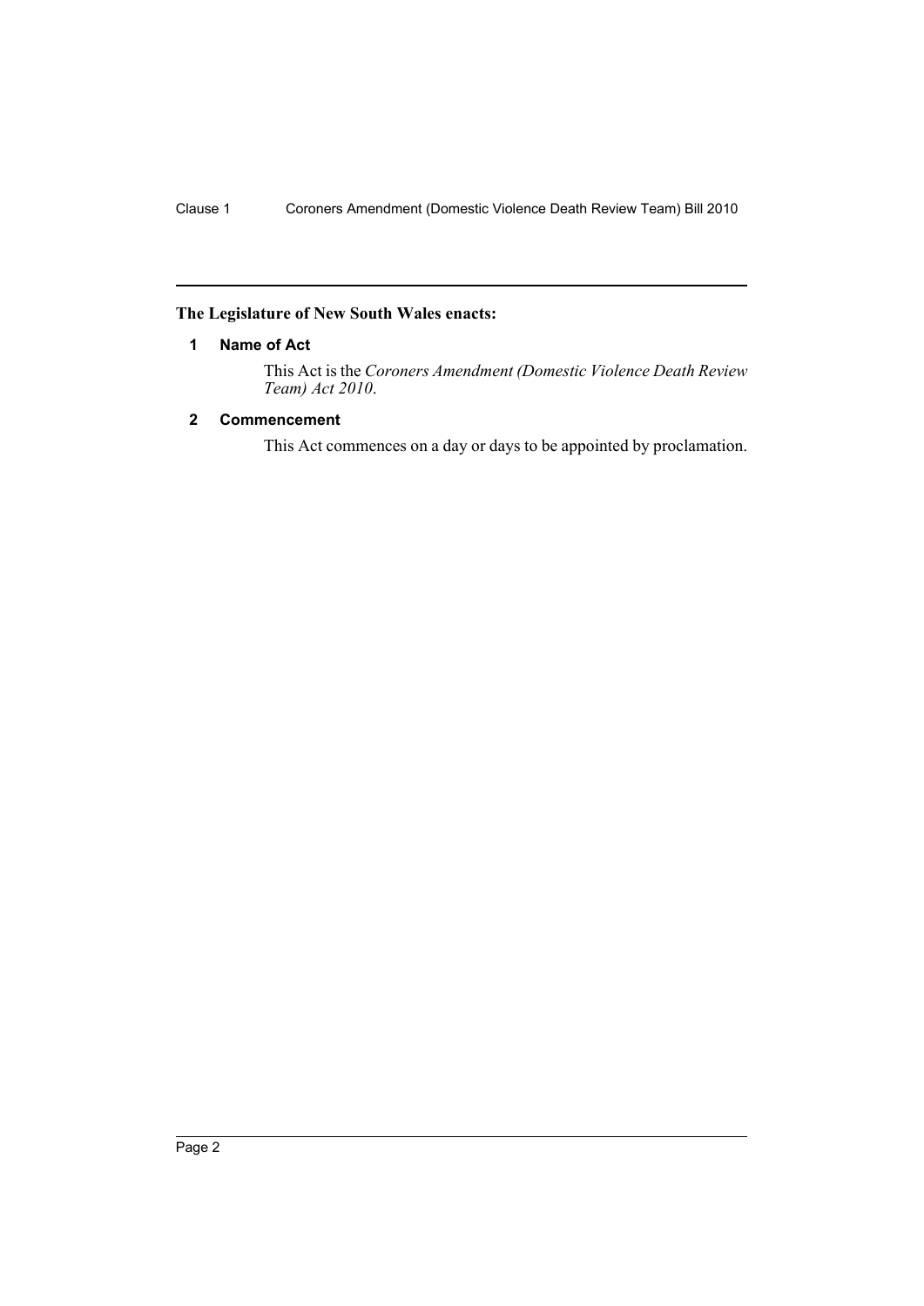**The Legislature of New South Wales enacts:**

### 1 Name of Act

This Act is the *Coroners Amendment (Domestic Violence Death Review Team) Act 2010*.

### 2 Commencement

This Act commences on a day or days to be appointed by proclamation.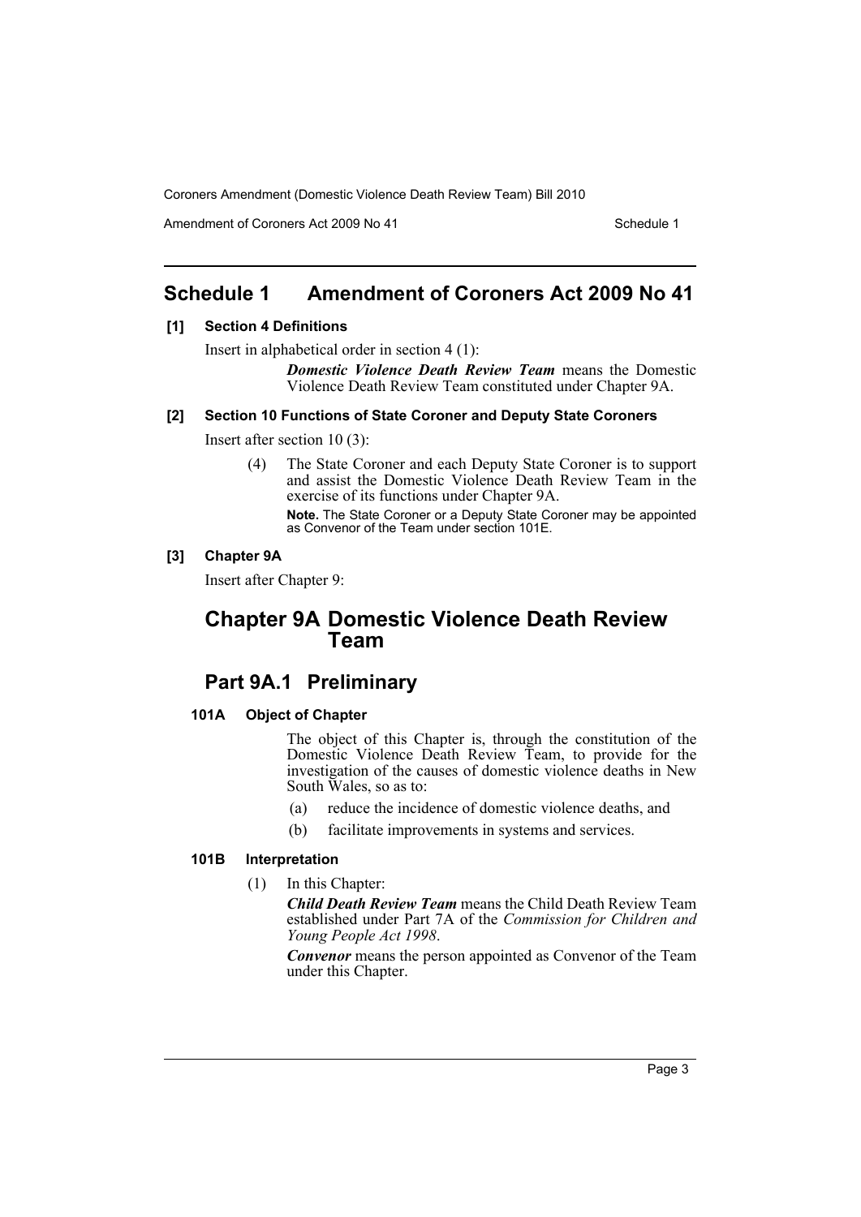## Schedule 1 Amendment of Coroners Act 2009 No 41

**[1] Section 4 Definitions**

Insert in alphabetical order in section 4 (1):

> ***Domestic Violence Death Review Team*** means the Domestic Violence Death Review Team constituted under Chapter 9A.

**[2] Section 10 Functions of State Coroner and Deputy State Coroners**

Insert after section 10 (3):

> (4) The State Coroner and each Deputy State Coroner is to support and assist the Domestic Violence Death Review Team in the exercise of its functions under Chapter 9A.
>
> **Note.** The State Coroner or a Deputy State Coroner may be appointed as Convenor of the Team under section 101E.

**[3] Chapter 9A**

Insert after Chapter 9:

# Chapter 9A Domestic Violence Death Review Team

## Part 9A.1 Preliminary

**101A Object of Chapter**

The object of this Chapter is, through the constitution of the Domestic Violence Death Review Team, to provide for the investigation of the causes of domestic violence deaths in New South Wales, so as to:

(a) reduce the incidence of domestic violence deaths, and

(b) facilitate improvements in systems and services.

**101B Interpretation**

(1) In this Chapter:

***Child Death Review Team*** means the Child Death Review Team established under Part 7A of the *Commission for Children and Young People Act 1998*.

***Convenor*** means the person appointed as Convenor of the Team under this Chapter.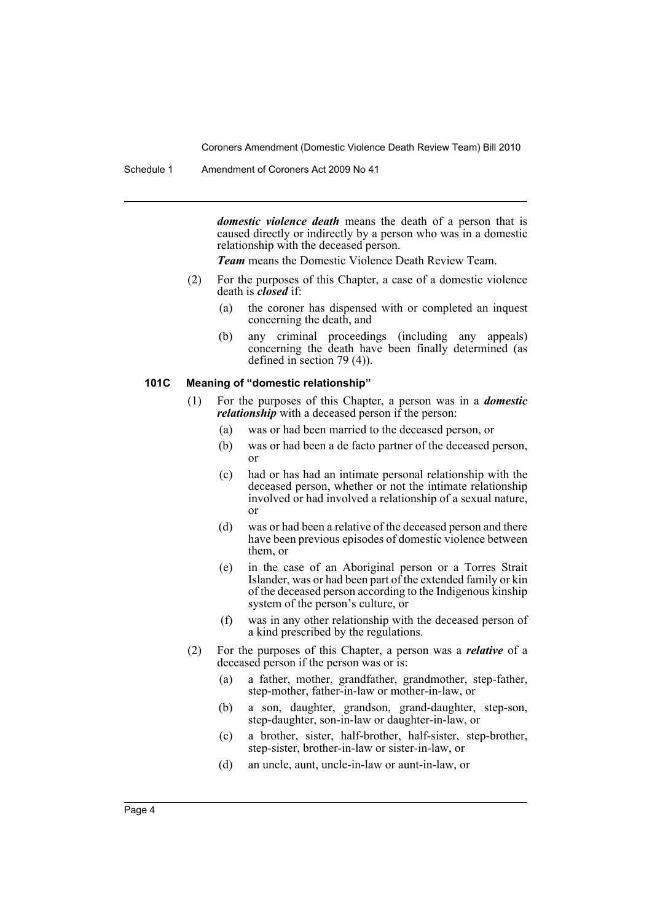***domestic violence death*** means the death of a person that is caused directly or indirectly by a person who was in a domestic relationship with the deceased person.

***Team*** means the Domestic Violence Death Review Team.

(2) For the purposes of this Chapter, a case of a domestic violence death is ***closed*** if:

(a) the coroner has dispensed with or completed an inquest concerning the death, and

(b) any criminal proceedings (including any appeals) concerning the death have been finally determined (as defined in section 79 (4)).

### 101C Meaning of "domestic relationship"

(1) For the purposes of this Chapter, a person was in a ***domestic relationship*** with a deceased person if the person:

(a) was or had been married to the deceased person, or

(b) was or had been a de facto partner of the deceased person, or

(c) had or has had an intimate personal relationship with the deceased person, whether or not the intimate relationship involved or had involved a relationship of a sexual nature, or

(d) was or had been a relative of the deceased person and there have been previous episodes of domestic violence between them, or

(e) in the case of an Aboriginal person or a Torres Strait Islander, was or had been part of the extended family or kin of the deceased person according to the Indigenous kinship system of the person's culture, or

(f) was in any other relationship with the deceased person of a kind prescribed by the regulations.

(2) For the purposes of this Chapter, a person was a ***relative*** of a deceased person if the person was or is:

(a) a father, mother, grandfather, grandmother, step-father, step-mother, father-in-law or mother-in-law, or

(b) a son, daughter, grandson, grand-daughter, step-son, step-daughter, son-in-law or daughter-in-law, or

(c) a brother, sister, half-brother, half-sister, step-brother, step-sister, brother-in-law or sister-in-law, or

(d) an uncle, aunt, uncle-in-law or aunt-in-law, or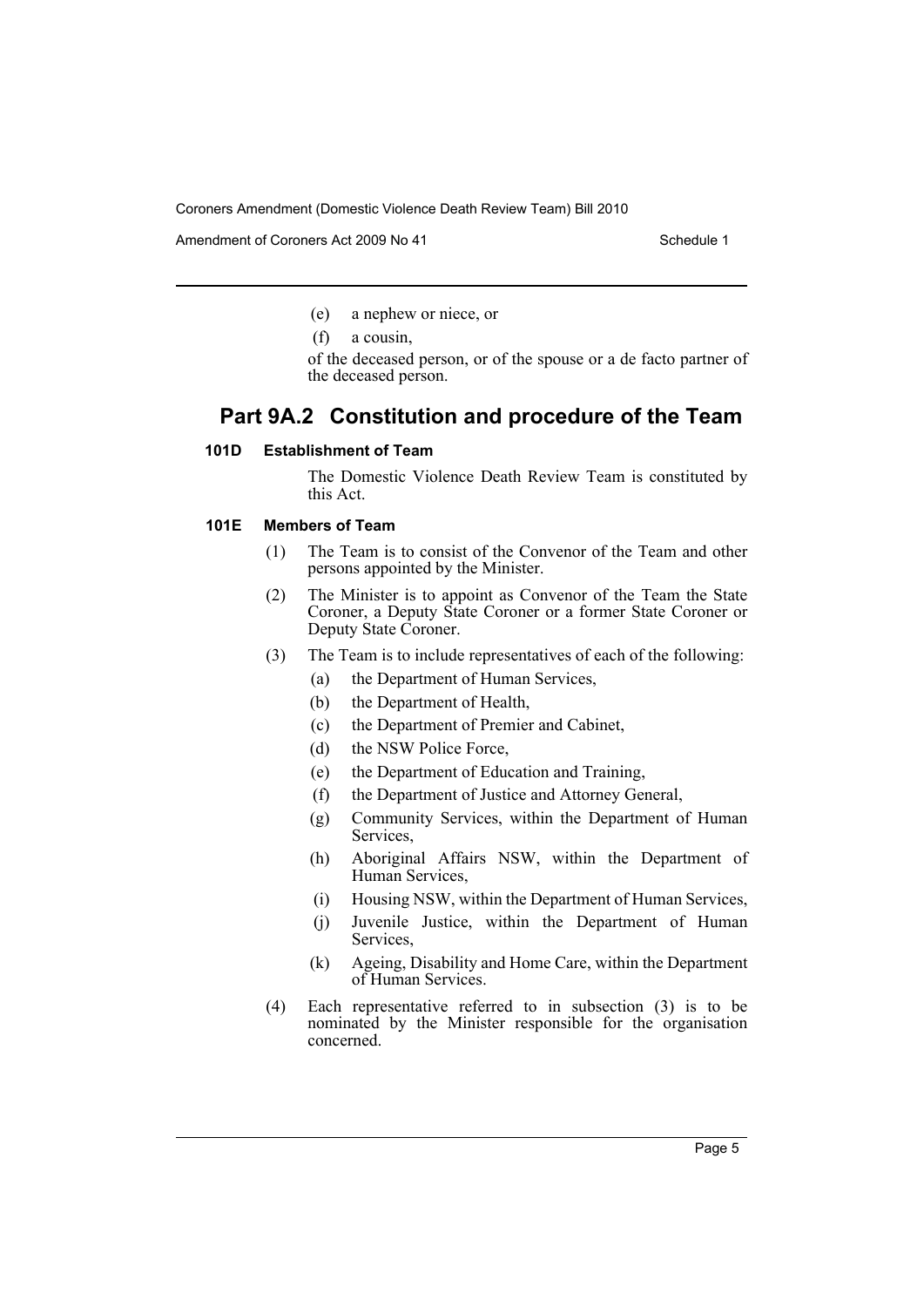(e) a nephew or niece, or

(f) a cousin,

of the deceased person, or of the spouse or a de facto partner of the deceased person.

## Part 9A.2 Constitution and procedure of the Team

### 101D Establishment of Team

The Domestic Violence Death Review Team is constituted by this Act.

### 101E Members of Team

(1) The Team is to consist of the Convenor of the Team and other persons appointed by the Minister.

(2) The Minister is to appoint as Convenor of the Team the State Coroner, a Deputy State Coroner or a former State Coroner or Deputy State Coroner.

(3) The Team is to include representatives of each of the following:

(a) the Department of Human Services,

(b) the Department of Health,

(c) the Department of Premier and Cabinet,

(d) the NSW Police Force,

(e) the Department of Education and Training,

(f) the Department of Justice and Attorney General,

(g) Community Services, within the Department of Human Services,

(h) Aboriginal Affairs NSW, within the Department of Human Services,

(i) Housing NSW, within the Department of Human Services,

(j) Juvenile Justice, within the Department of Human Services,

(k) Ageing, Disability and Home Care, within the Department of Human Services.

(4) Each representative referred to in subsection (3) is to be nominated by the Minister responsible for the organisation concerned.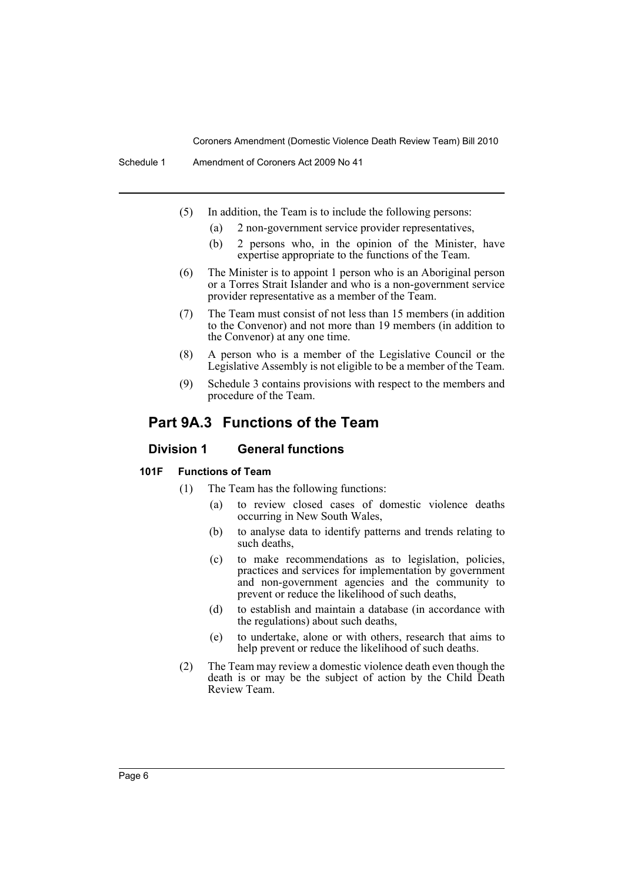(5) In addition, the Team is to include the following persons:

(a) 2 non-government service provider representatives,

(b) 2 persons who, in the opinion of the Minister, have expertise appropriate to the functions of the Team.

(6) The Minister is to appoint 1 person who is an Aboriginal person or a Torres Strait Islander and who is a non-government service provider representative as a member of the Team.

(7) The Team must consist of not less than 15 members (in addition to the Convenor) and not more than 19 members (in addition to the Convenor) at any one time.

(8) A person who is a member of the Legislative Council or the Legislative Assembly is not eligible to be a member of the Team.

(9) Schedule 3 contains provisions with respect to the members and procedure of the Team.

## Part 9A.3 Functions of the Team

### Division 1 General functions

#### 101F Functions of Team

(1) The Team has the following functions:

(a) to review closed cases of domestic violence deaths occurring in New South Wales,

(b) to analyse data to identify patterns and trends relating to such deaths,

(c) to make recommendations as to legislation, policies, practices and services for implementation by government and non-government agencies and the community to prevent or reduce the likelihood of such deaths,

(d) to establish and maintain a database (in accordance with the regulations) about such deaths,

(e) to undertake, alone or with others, research that aims to help prevent or reduce the likelihood of such deaths.

(2) The Team may review a domestic violence death even though the death is or may be the subject of action by the Child Death Review Team.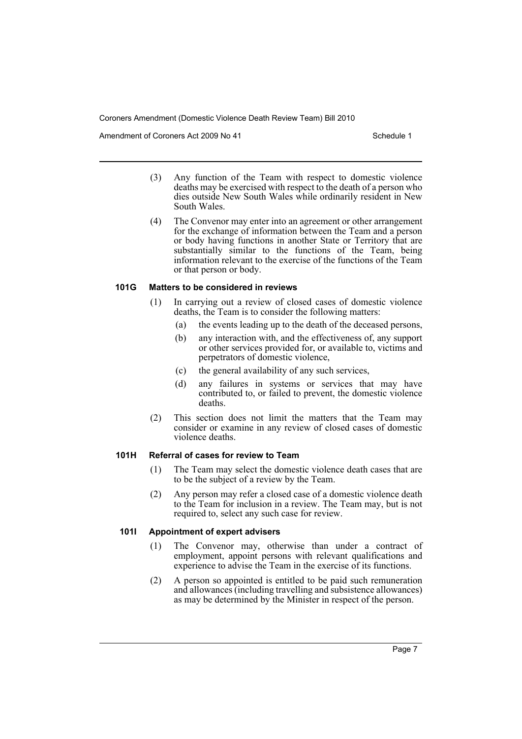(3) Any function of the Team with respect to domestic violence deaths may be exercised with respect to the death of a person who dies outside New South Wales while ordinarily resident in New South Wales.

(4) The Convenor may enter into an agreement or other arrangement for the exchange of information between the Team and a person or body having functions in another State or Territory that are substantially similar to the functions of the Team, being information relevant to the exercise of the functions of the Team or that person or body.

### 101G Matters to be considered in reviews

(1) In carrying out a review of closed cases of domestic violence deaths, the Team is to consider the following matters:

- (a) the events leading up to the death of the deceased persons,
- (b) any interaction with, and the effectiveness of, any support or other services provided for, or available to, victims and perpetrators of domestic violence,
- (c) the general availability of any such services,
- (d) any failures in systems or services that may have contributed to, or failed to prevent, the domestic violence deaths.

(2) This section does not limit the matters that the Team may consider or examine in any review of closed cases of domestic violence deaths.

### 101H Referral of cases for review to Team

(1) The Team may select the domestic violence death cases that are to be the subject of a review by the Team.

(2) Any person may refer a closed case of a domestic violence death to the Team for inclusion in a review. The Team may, but is not required to, select any such case for review.

### 101I Appointment of expert advisers

(1) The Convenor may, otherwise than under a contract of employment, appoint persons with relevant qualifications and experience to advise the Team in the exercise of its functions.

(2) A person so appointed is entitled to be paid such remuneration and allowances (including travelling and subsistence allowances) as may be determined by the Minister in respect of the person.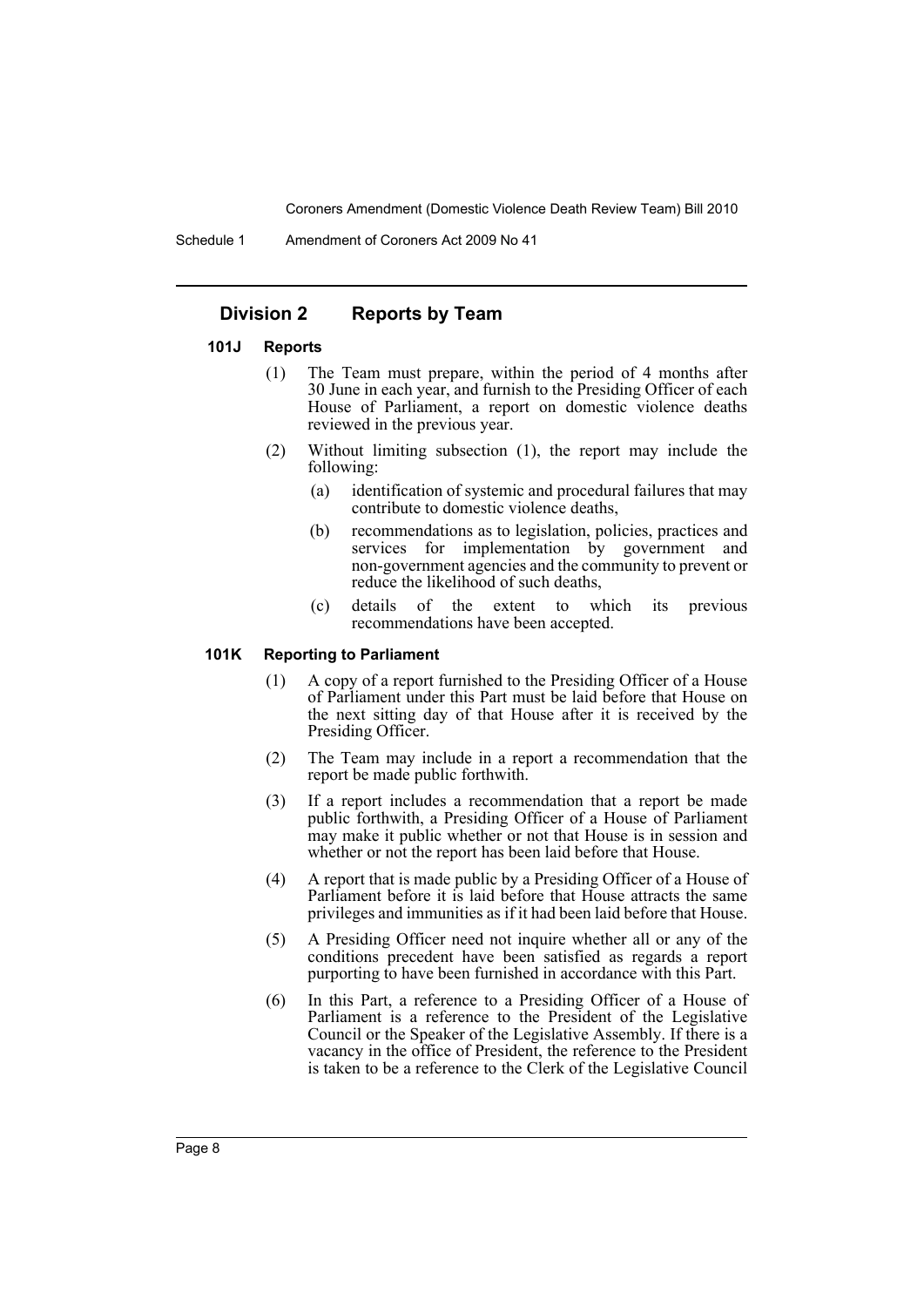## Division 2 Reports by Team

### 101J Reports

(1) The Team must prepare, within the period of 4 months after 30 June in each year, and furnish to the Presiding Officer of each House of Parliament, a report on domestic violence deaths reviewed in the previous year.

(2) Without limiting subsection (1), the report may include the following:

(a) identification of systemic and procedural failures that may contribute to domestic violence deaths,

(b) recommendations as to legislation, policies, practices and services for implementation by government and non-government agencies and the community to prevent or reduce the likelihood of such deaths,

(c) details of the extent to which its previous recommendations have been accepted.

### 101K Reporting to Parliament

(1) A copy of a report furnished to the Presiding Officer of a House of Parliament under this Part must be laid before that House on the next sitting day of that House after it is received by the Presiding Officer.

(2) The Team may include in a report a recommendation that the report be made public forthwith.

(3) If a report includes a recommendation that a report be made public forthwith, a Presiding Officer of a House of Parliament may make it public whether or not that House is in session and whether or not the report has been laid before that House.

(4) A report that is made public by a Presiding Officer of a House of Parliament before it is laid before that House attracts the same privileges and immunities as if it had been laid before that House.

(5) A Presiding Officer need not inquire whether all or any of the conditions precedent have been satisfied as regards a report purporting to have been furnished in accordance with this Part.

(6) In this Part, a reference to a Presiding Officer of a House of Parliament is a reference to the President of the Legislative Council or the Speaker of the Legislative Assembly. If there is a vacancy in the office of President, the reference to the President is taken to be a reference to the Clerk of the Legislative Council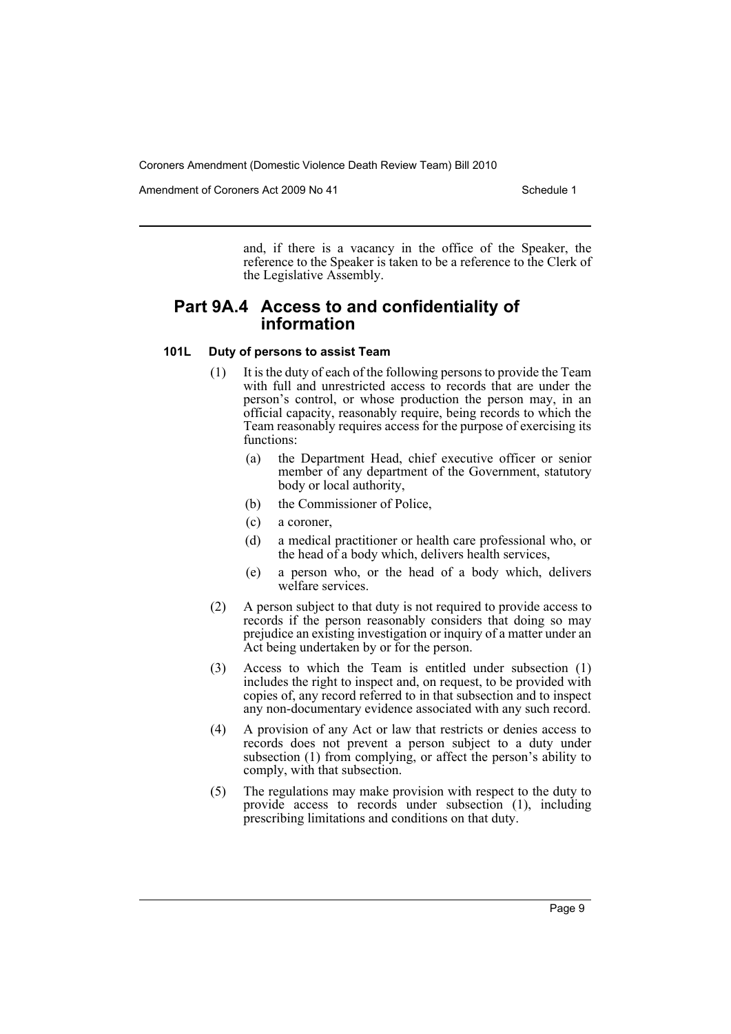and, if there is a vacancy in the office of the Speaker, the reference to the Speaker is taken to be a reference to the Clerk of the Legislative Assembly.

## Part 9A.4 Access to and confidentiality of information

### 101L Duty of persons to assist Team

(1) It is the duty of each of the following persons to provide the Team with full and unrestricted access to records that are under the person's control, or whose production the person may, in an official capacity, reasonably require, being records to which the Team reasonably requires access for the purpose of exercising its functions:

- (a) the Department Head, chief executive officer or senior member of any department of the Government, statutory body or local authority,
- (b) the Commissioner of Police,
- (c) a coroner,
- (d) a medical practitioner or health care professional who, or the head of a body which, delivers health services,
- (e) a person who, or the head of a body which, delivers welfare services.

(2) A person subject to that duty is not required to provide access to records if the person reasonably considers that doing so may prejudice an existing investigation or inquiry of a matter under an Act being undertaken by or for the person.

(3) Access to which the Team is entitled under subsection (1) includes the right to inspect and, on request, to be provided with copies of, any record referred to in that subsection and to inspect any non-documentary evidence associated with any such record.

(4) A provision of any Act or law that restricts or denies access to records does not prevent a person subject to a duty under subsection (1) from complying, or affect the person's ability to comply, with that subsection.

(5) The regulations may make provision with respect to the duty to provide access to records under subsection (1), including prescribing limitations and conditions on that duty.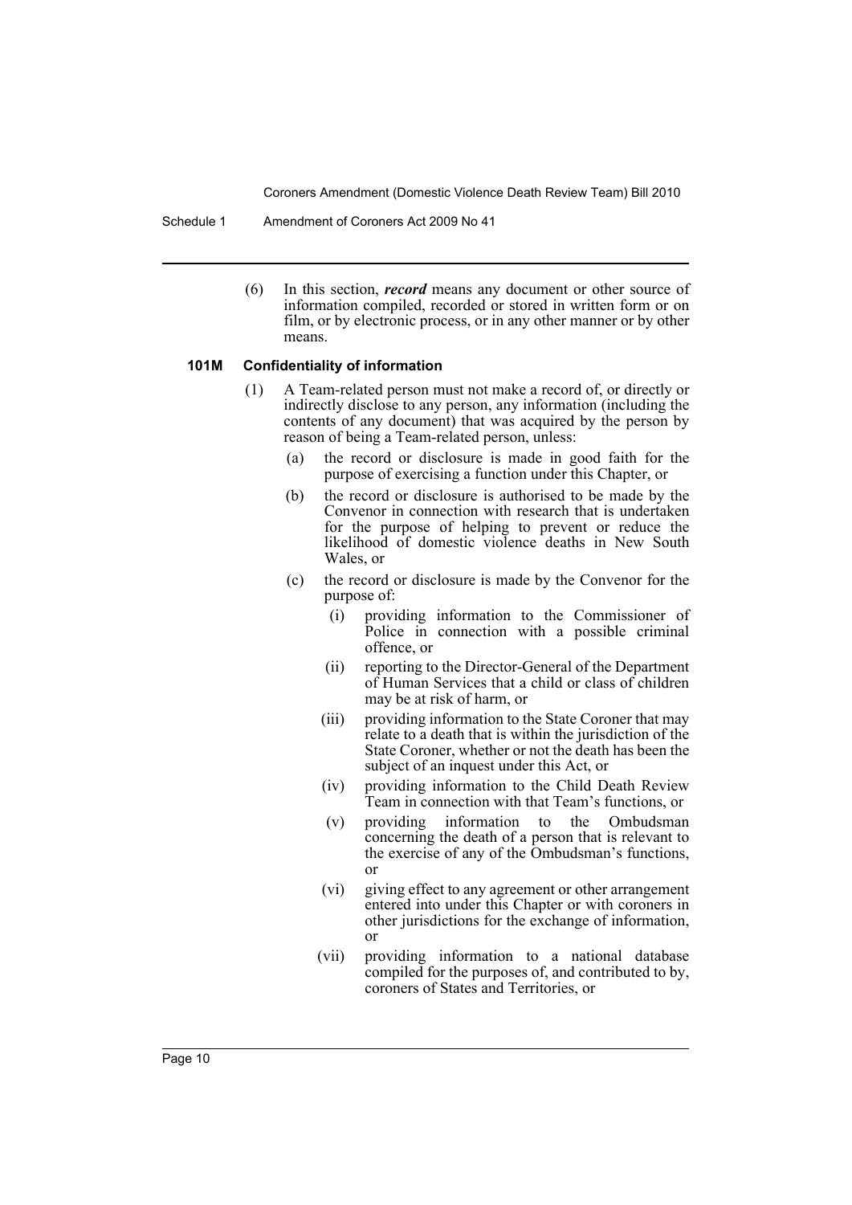(6) In this section, ***record*** means any document or other source of information compiled, recorded or stored in written form or on film, or by electronic process, or in any other manner or by other means.

**101M Confidentiality of information**

(1) A Team-related person must not make a record of, or directly or indirectly disclose to any person, any information (including the contents of any document) that was acquired by the person by reason of being a Team-related person, unless:

(a) the record or disclosure is made in good faith for the purpose of exercising a function under this Chapter, or

(b) the record or disclosure is authorised to be made by the Convenor in connection with research that is undertaken for the purpose of helping to prevent or reduce the likelihood of domestic violence deaths in New South Wales, or

(c) the record or disclosure is made by the Convenor for the purpose of:

(i) providing information to the Commissioner of Police in connection with a possible criminal offence, or

(ii) reporting to the Director-General of the Department of Human Services that a child or class of children may be at risk of harm, or

(iii) providing information to the State Coroner that may relate to a death that is within the jurisdiction of the State Coroner, whether or not the death has been the subject of an inquest under this Act, or

(iv) providing information to the Child Death Review Team in connection with that Team's functions, or

(v) providing information to the Ombudsman concerning the death of a person that is relevant to the exercise of any of the Ombudsman's functions, or

(vi) giving effect to any agreement or other arrangement entered into under this Chapter or with coroners in other jurisdictions for the exchange of information, or

(vii) providing information to a national database compiled for the purposes of, and contributed to by, coroners of States and Territories, or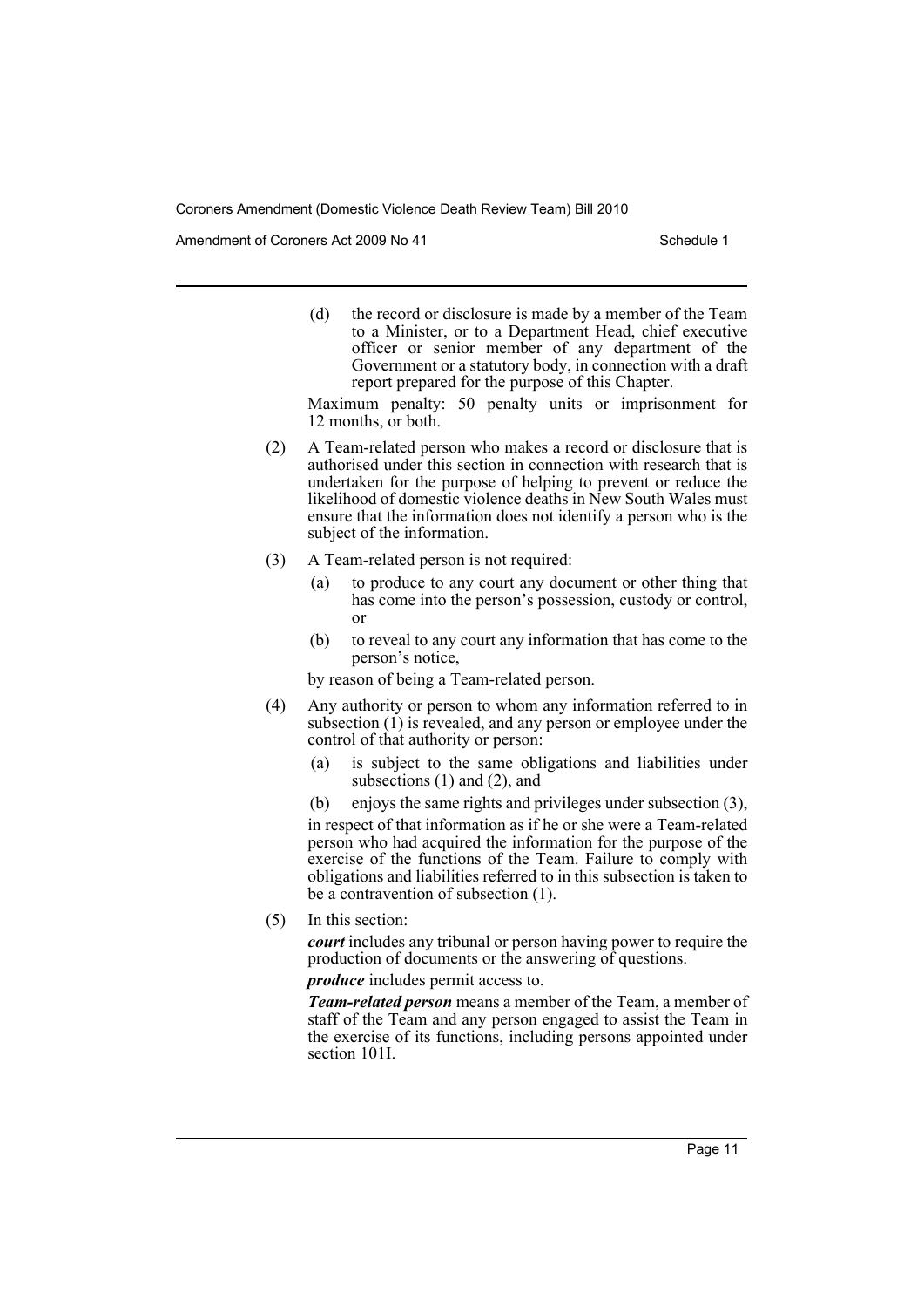(d) the record or disclosure is made by a member of the Team to a Minister, or to a Department Head, chief executive officer or senior member of any department of the Government or a statutory body, in connection with a draft report prepared for the purpose of this Chapter.

Maximum penalty: 50 penalty units or imprisonment for 12 months, or both.

(2) A Team-related person who makes a record or disclosure that is authorised under this section in connection with research that is undertaken for the purpose of helping to prevent or reduce the likelihood of domestic violence deaths in New South Wales must ensure that the information does not identify a person who is the subject of the information.

(3) A Team-related person is not required:

(a) to produce to any court any document or other thing that has come into the person's possession, custody or control, or

(b) to reveal to any court any information that has come to the person's notice,

by reason of being a Team-related person.

(4) Any authority or person to whom any information referred to in subsection (1) is revealed, and any person or employee under the control of that authority or person:

(a) is subject to the same obligations and liabilities under subsections (1) and (2), and

(b) enjoys the same rights and privileges under subsection (3),

in respect of that information as if he or she were a Team-related person who had acquired the information for the purpose of the exercise of the functions of the Team. Failure to comply with obligations and liabilities referred to in this subsection is taken to be a contravention of subsection (1).

(5) In this section:

***court*** includes any tribunal or person having power to require the production of documents or the answering of questions.

***produce*** includes permit access to.

***Team-related person*** means a member of the Team, a member of staff of the Team and any person engaged to assist the Team in the exercise of its functions, including persons appointed under section 101I.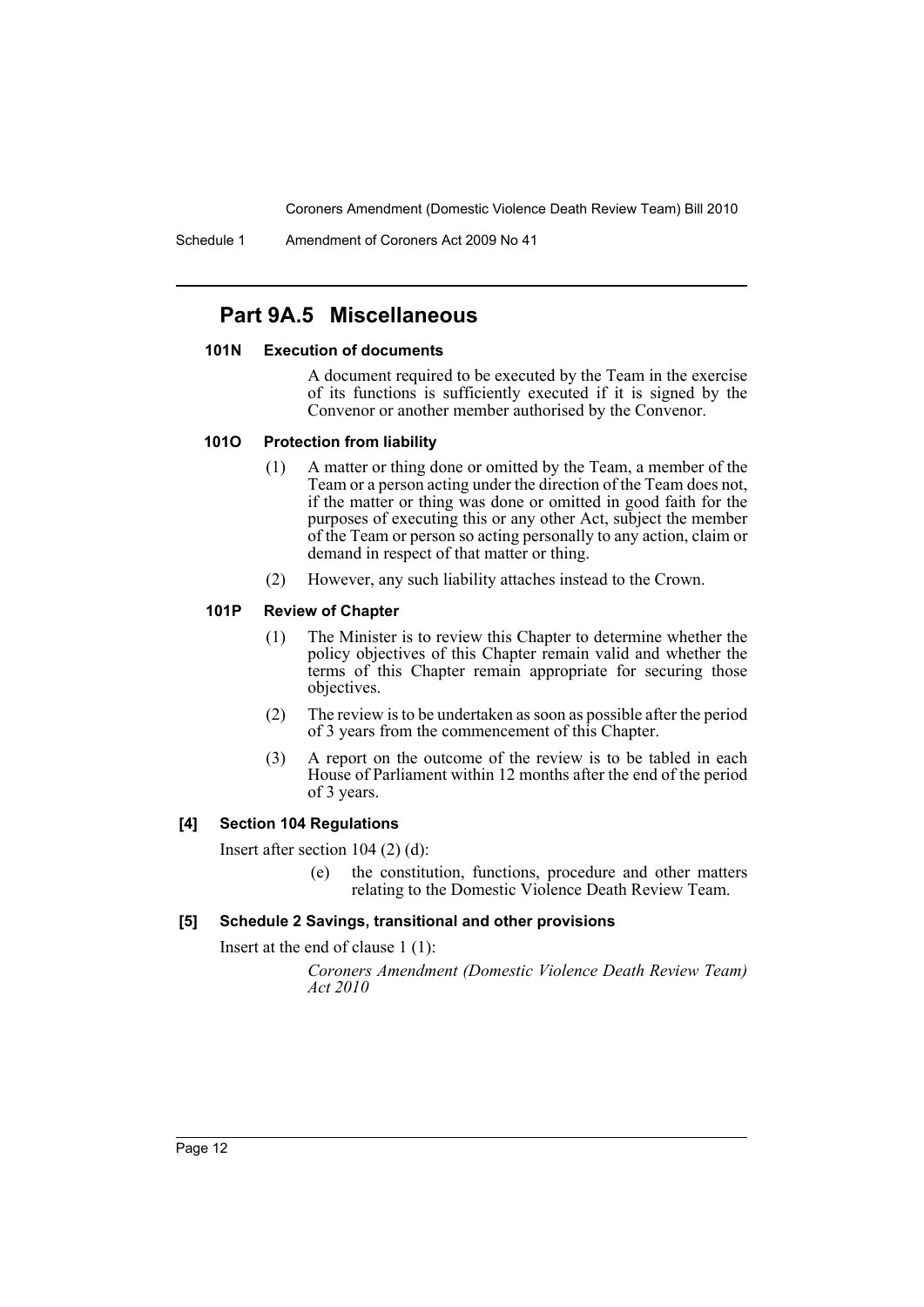## Part 9A.5 Miscellaneous

### 101N Execution of documents

A document required to be executed by the Team in the exercise of its functions is sufficiently executed if it is signed by the Convenor or another member authorised by the Convenor.

### 101O Protection from liability

(1) A matter or thing done or omitted by the Team, a member of the Team or a person acting under the direction of the Team does not, if the matter or thing was done or omitted in good faith for the purposes of executing this or any other Act, subject the member of the Team or person so acting personally to any action, claim or demand in respect of that matter or thing.

(2) However, any such liability attaches instead to the Crown.

### 101P Review of Chapter

(1) The Minister is to review this Chapter to determine whether the policy objectives of this Chapter remain valid and whether the terms of this Chapter remain appropriate for securing those objectives.

(2) The review is to be undertaken as soon as possible after the period of 3 years from the commencement of this Chapter.

(3) A report on the outcome of the review is to be tabled in each House of Parliament within 12 months after the end of the period of 3 years.

### [4] Section 104 Regulations

Insert after section 104 (2) (d):

(e) the constitution, functions, procedure and other matters relating to the Domestic Violence Death Review Team.

### [5] Schedule 2 Savings, transitional and other provisions

Insert at the end of clause 1 (1):

*Coroners Amendment (Domestic Violence Death Review Team) Act 2010*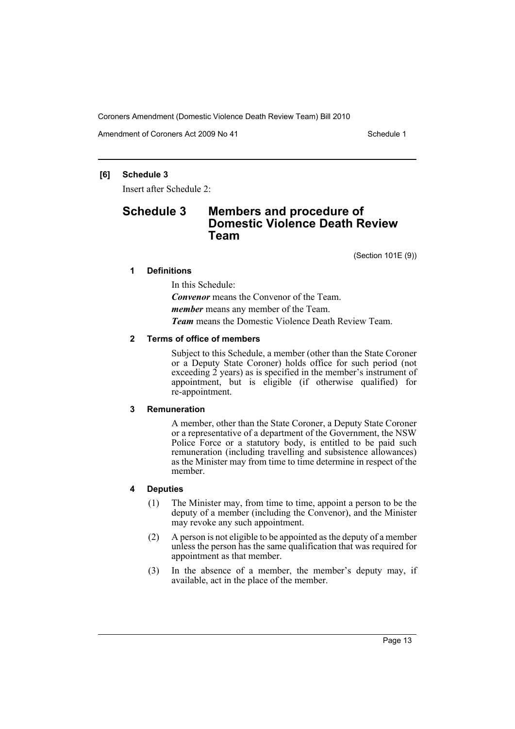## [6] Schedule 3

Insert after Schedule 2:

# Schedule 3 Members and procedure of Domestic Violence Death Review Team

(Section 101E (9))

### 1 Definitions

In this Schedule:

***Convenor*** means the Convenor of the Team.

***member*** means any member of the Team.

***Team*** means the Domestic Violence Death Review Team.

### 2 Terms of office of members

Subject to this Schedule, a member (other than the State Coroner or a Deputy State Coroner) holds office for such period (not exceeding 2 years) as is specified in the member's instrument of appointment, but is eligible (if otherwise qualified) for re-appointment.

### 3 Remuneration

A member, other than the State Coroner, a Deputy State Coroner or a representative of a department of the Government, the NSW Police Force or a statutory body, is entitled to be paid such remuneration (including travelling and subsistence allowances) as the Minister may from time to time determine in respect of the member.

### 4 Deputies

(1) The Minister may, from time to time, appoint a person to be the deputy of a member (including the Convenor), and the Minister may revoke any such appointment.

(2) A person is not eligible to be appointed as the deputy of a member unless the person has the same qualification that was required for appointment as that member.

(3) In the absence of a member, the member's deputy may, if available, act in the place of the member.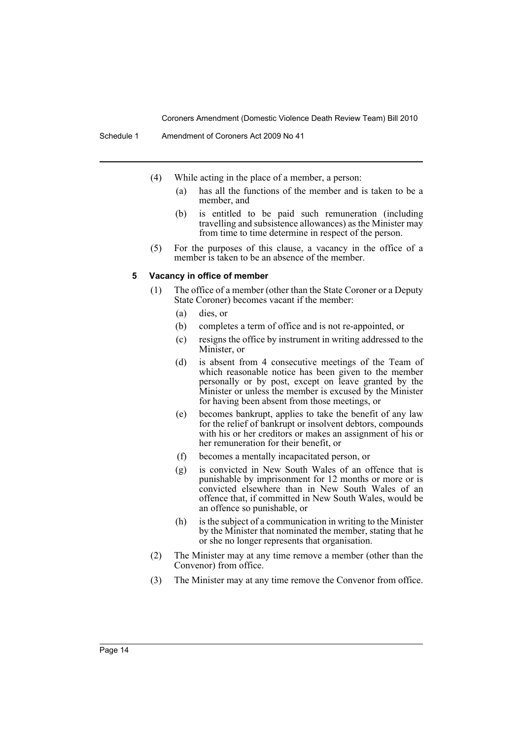(4) While acting in the place of a member, a person:

- (a) has all the functions of the member and is taken to be a member, and
- (b) is entitled to be paid such remuneration (including travelling and subsistence allowances) as the Minister may from time to time determine in respect of the person.

(5) For the purposes of this clause, a vacancy in the office of a member is taken to be an absence of the member.

### 5 Vacancy in office of member

(1) The office of a member (other than the State Coroner or a Deputy State Coroner) becomes vacant if the member:

- (a) dies, or
- (b) completes a term of office and is not re-appointed, or
- (c) resigns the office by instrument in writing addressed to the Minister, or
- (d) is absent from 4 consecutive meetings of the Team of which reasonable notice has been given to the member personally or by post, except on leave granted by the Minister or unless the member is excused by the Minister for having been absent from those meetings, or
- (e) becomes bankrupt, applies to take the benefit of any law for the relief of bankrupt or insolvent debtors, compounds with his or her creditors or makes an assignment of his or her remuneration for their benefit, or
- (f) becomes a mentally incapacitated person, or
- (g) is convicted in New South Wales of an offence that is punishable by imprisonment for 12 months or more or is convicted elsewhere than in New South Wales of an offence that, if committed in New South Wales, would be an offence so punishable, or
- (h) is the subject of a communication in writing to the Minister by the Minister that nominated the member, stating that he or she no longer represents that organisation.

(2) The Minister may at any time remove a member (other than the Convenor) from office.

(3) The Minister may at any time remove the Convenor from office.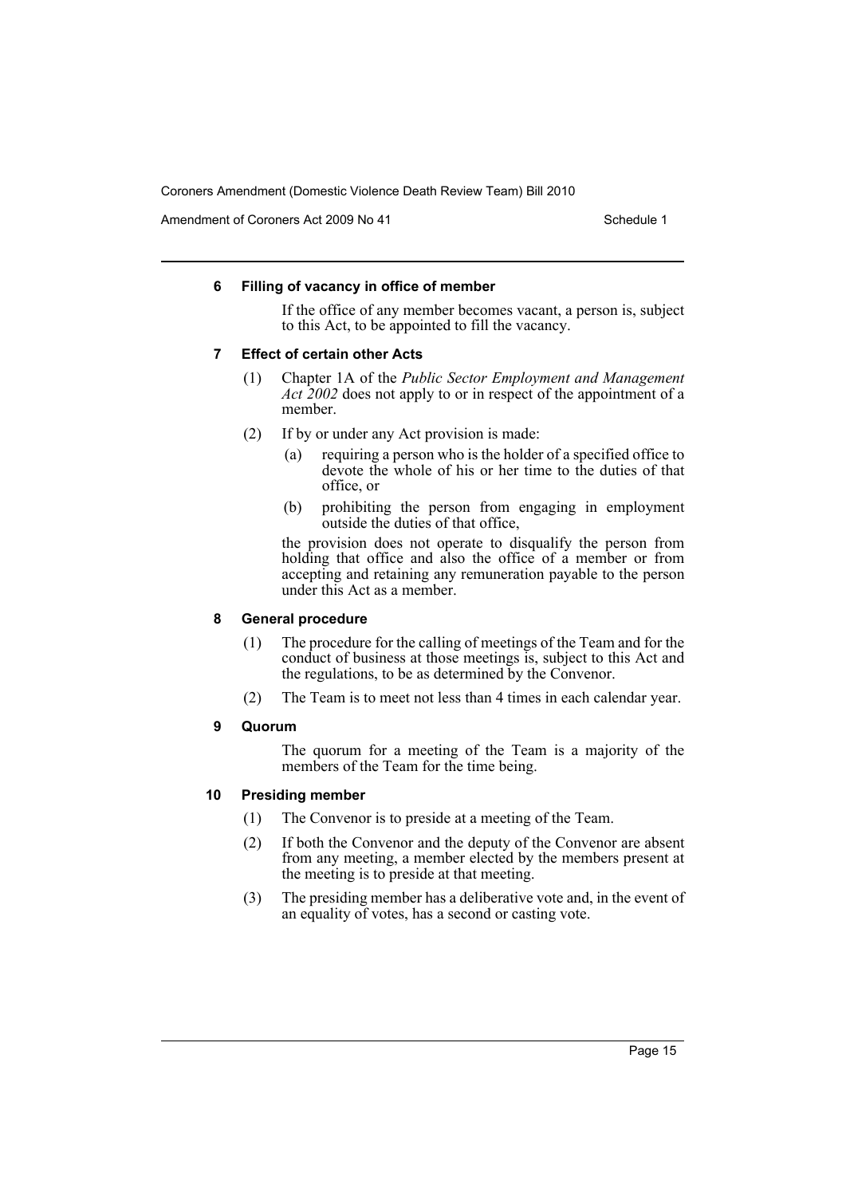#### 6 Filling of vacancy in office of member

If the office of any member becomes vacant, a person is, subject to this Act, to be appointed to fill the vacancy.

#### 7 Effect of certain other Acts

(1) Chapter 1A of the *Public Sector Employment and Management Act 2002* does not apply to or in respect of the appointment of a member.

(2) If by or under any Act provision is made:

(a) requiring a person who is the holder of a specified office to devote the whole of his or her time to the duties of that office, or

(b) prohibiting the person from engaging in employment outside the duties of that office,

the provision does not operate to disqualify the person from holding that office and also the office of a member or from accepting and retaining any remuneration payable to the person under this Act as a member.

#### 8 General procedure

(1) The procedure for the calling of meetings of the Team and for the conduct of business at those meetings is, subject to this Act and the regulations, to be as determined by the Convenor.

(2) The Team is to meet not less than 4 times in each calendar year.

#### 9 Quorum

The quorum for a meeting of the Team is a majority of the members of the Team for the time being.

#### 10 Presiding member

(1) The Convenor is to preside at a meeting of the Team.

(2) If both the Convenor and the deputy of the Convenor are absent from any meeting, a member elected by the members present at the meeting is to preside at that meeting.

(3) The presiding member has a deliberative vote and, in the event of an equality of votes, has a second or casting vote.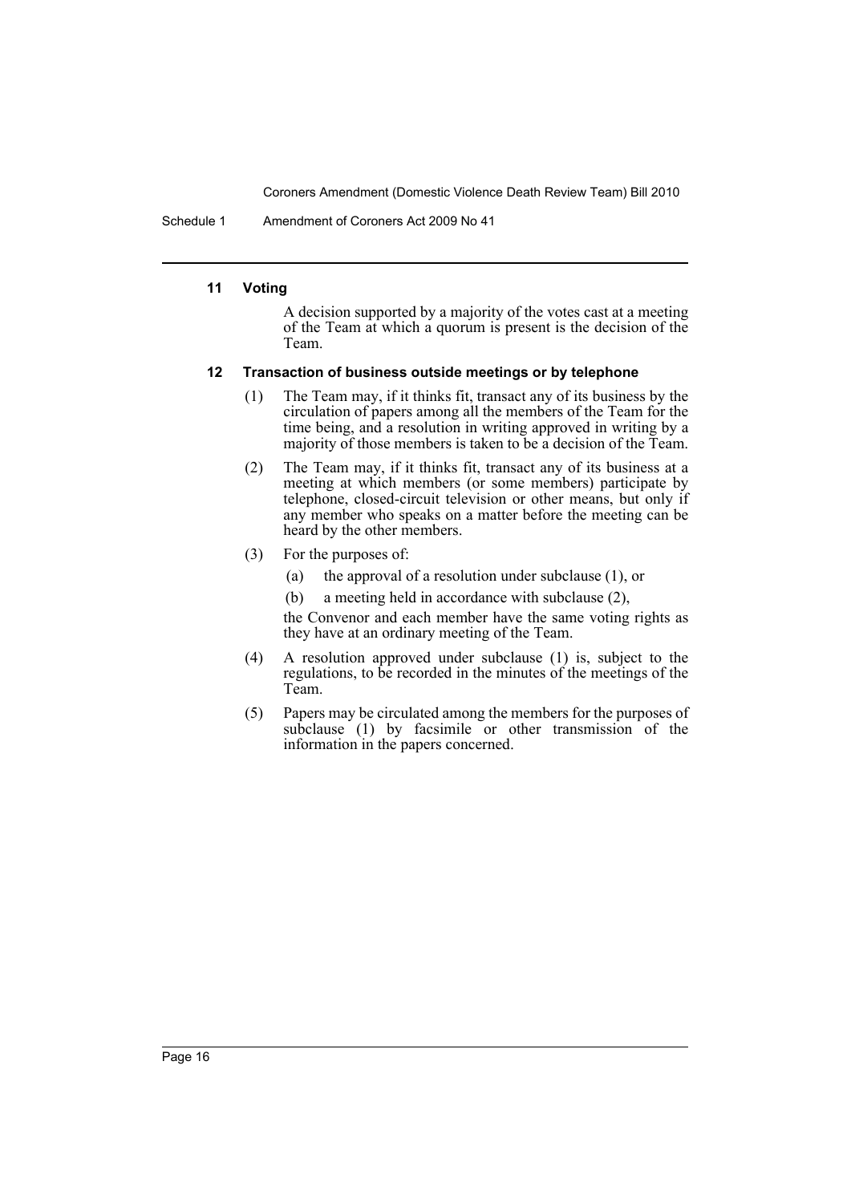#### 11 Voting

A decision supported by a majority of the votes cast at a meeting of the Team at which a quorum is present is the decision of the Team.

#### 12 Transaction of business outside meetings or by telephone

(1) The Team may, if it thinks fit, transact any of its business by the circulation of papers among all the members of the Team for the time being, and a resolution in writing approved in writing by a majority of those members is taken to be a decision of the Team.

(2) The Team may, if it thinks fit, transact any of its business at a meeting at which members (or some members) participate by telephone, closed-circuit television or other means, but only if any member who speaks on a matter before the meeting can be heard by the other members.

(3) For the purposes of:

- (a) the approval of a resolution under subclause (1), or
- (b) a meeting held in accordance with subclause (2),

the Convenor and each member have the same voting rights as they have at an ordinary meeting of the Team.

(4) A resolution approved under subclause (1) is, subject to the regulations, to be recorded in the minutes of the meetings of the Team.

(5) Papers may be circulated among the members for the purposes of subclause (1) by facsimile or other transmission of the information in the papers concerned.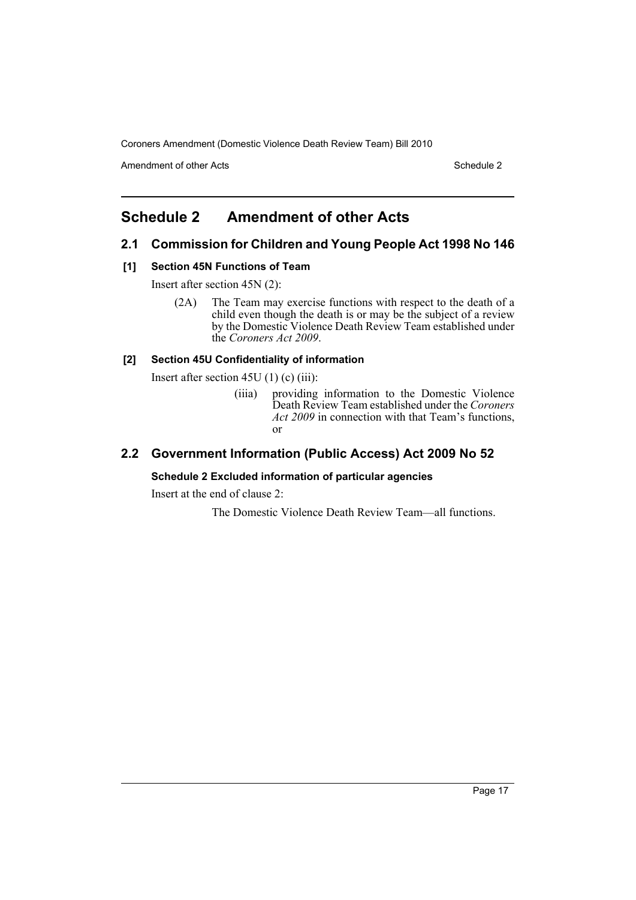# Schedule 2 Amendment of other Acts

## 2.1 Commission for Children and Young People Act 1998 No 146

### [1] Section 45N Functions of Team

Insert after section 45N (2):

> (2A) The Team may exercise functions with respect to the death of a child even though the death is or may be the subject of a review by the Domestic Violence Death Review Team established under the *Coroners Act 2009*.

### [2] Section 45U Confidentiality of information

Insert after section 45U (1) (c) (iii):

> (iiia) providing information to the Domestic Violence Death Review Team established under the *Coroners Act 2009* in connection with that Team's functions, or

## 2.2 Government Information (Public Access) Act 2009 No 52

### Schedule 2 Excluded information of particular agencies

Insert at the end of clause 2:

> The Domestic Violence Death Review Team—all functions.